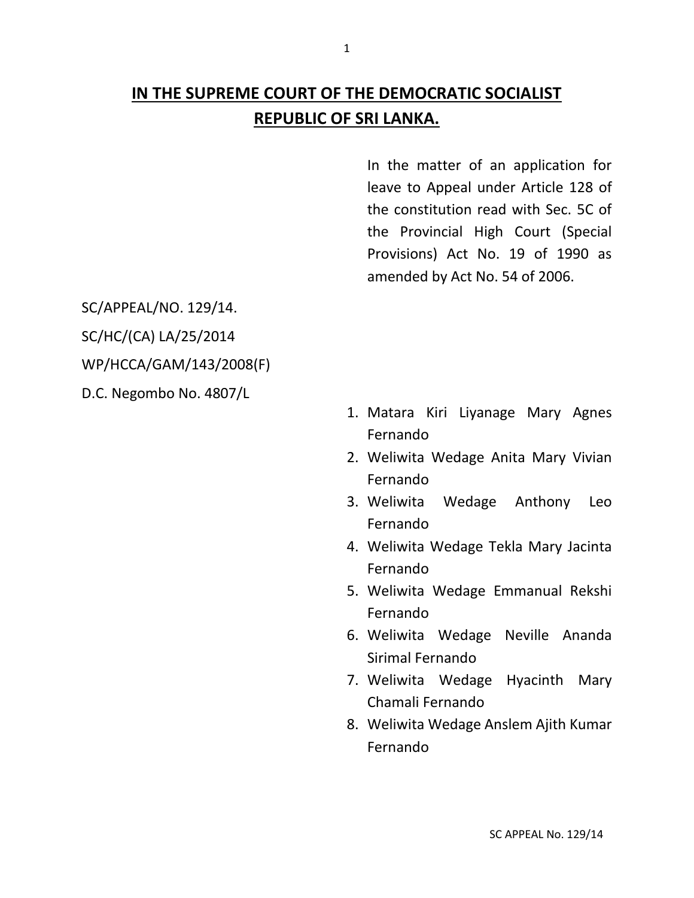# IN THE SUPREME COURT OF THE DEMOCRATIC SOCIALIST REPUBLIC OF SRI LANKA.

In the matter of an application for leave to Appeal under Article 128 of the constitution read with Sec. 5C of the Provincial High Court (Special Provisions) Act No. 19 of 1990 as amended by Act No. 54 of 2006.

SC/APPEAL/NO. 129/14.

SC/HC/(CA) LA/25/2014

WP/HCCA/GAM/143/2008(F)

D.C. Negombo No. 4807/L

1. Matara Kiri Liyanage Mary Agnes Fernando
2. Weliwita Wedage Anita Mary Vivian Fernando
3. Weliwita Wedage Anthony Leo Fernando
4. Weliwita Wedage Tekla Mary Jacinta Fernando
5. Weliwita Wedage Emmanual Rekshi Fernando
6. Weliwita Wedage Neville Ananda Sirimal Fernando
7. Weliwita Wedage Hyacinth Mary Chamali Fernando
8. Weliwita Wedage Anslem Ajith Kumar Fernando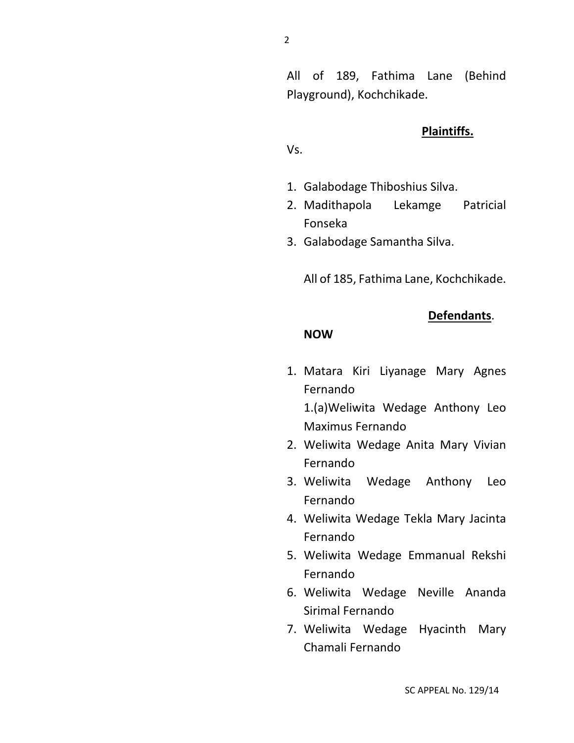All of 189, Fathima Lane (Behind Playground), Kochchikade.

**Plaintiffs.**

Vs.

1. Galabodage Thiboshius Silva.
2. Madithapola Lekamge Patricial Fonseka
3. Galabodage Samantha Silva.

   All of 185, Fathima Lane, Kochchikade.

**Defendants**.

**NOW**

1. Matara Kiri Liyanage Mary Agnes Fernando

   1.(a)Weliwita Wedage Anthony Leo Maximus Fernando
2. Weliwita Wedage Anita Mary Vivian Fernando
3. Weliwita Wedage Anthony Leo Fernando
4. Weliwita Wedage Tekla Mary Jacinta Fernando
5. Weliwita Wedage Emmanual Rekshi Fernando
6. Weliwita Wedage Neville Ananda Sirimal Fernando
7. Weliwita Wedage Hyacinth Mary Chamali Fernando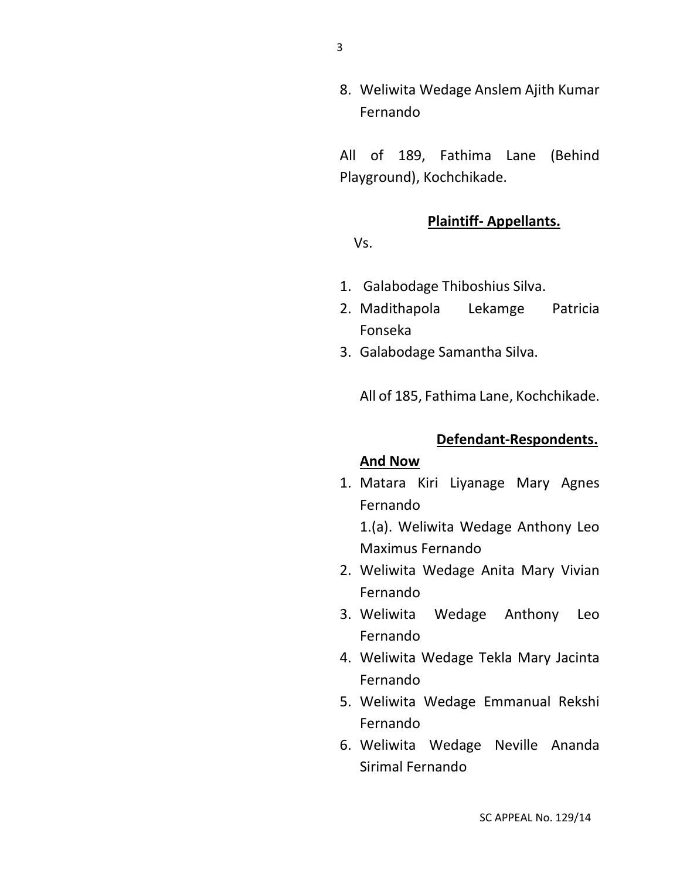8. Weliwita Wedage Anslem Ajith Kumar Fernando

All of 189, Fathima Lane (Behind Playground), Kochchikade.

**Plaintiff- Appellants.**

Vs.

1. Galabodage Thiboshius Silva.
2. Madithapola Lekamge Patricia Fonseka
3. Galabodage Samantha Silva.

   All of 185, Fathima Lane, Kochchikade.

**Defendant-Respondents.**

**And Now**

1. Matara Kiri Liyanage Mary Agnes Fernando

   1.(a). Weliwita Wedage Anthony Leo Maximus Fernando
2. Weliwita Wedage Anita Mary Vivian Fernando
3. Weliwita Wedage Anthony Leo Fernando
4. Weliwita Wedage Tekla Mary Jacinta Fernando
5. Weliwita Wedage Emmanual Rekshi Fernando
6. Weliwita Wedage Neville Ananda Sirimal Fernando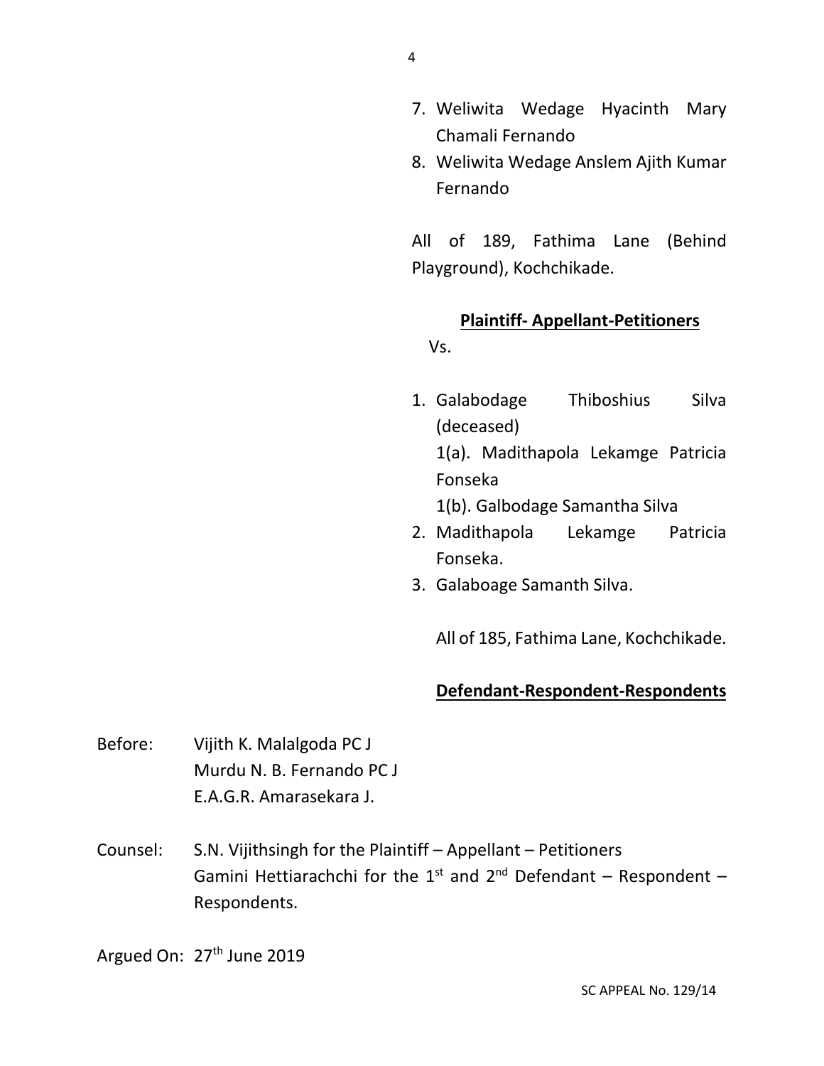7. Weliwita Wedage Hyacinth Mary Chamali Fernando
8. Weliwita Wedage Anslem Ajith Kumar Fernando

All of 189, Fathima Lane (Behind Playground), Kochchikade.

**Plaintiff- Appellant-Petitioners**

Vs.

1. Galabodage Thiboshius Silva (deceased)
   1(a). Madithapola Lekamge Patricia Fonseka
   1(b). Galbodage Samantha Silva
2. Madithapola Lekamge Patricia Fonseka.
3. Galaboage Samanth Silva.

   All of 185, Fathima Lane, Kochchikade.

**Defendant-Respondent-Respondents**

Before: Vijith K. Malalgoda PC J
Murdu N. B. Fernando PC J
E.A.G.R. Amarasekara J.

Counsel: S.N. Vijithsingh for the Plaintiff – Appellant – Petitioners
Gamini Hettiarachchi for the 1st and 2nd Defendant – Respondent – Respondents.

Argued On: 27th June 2019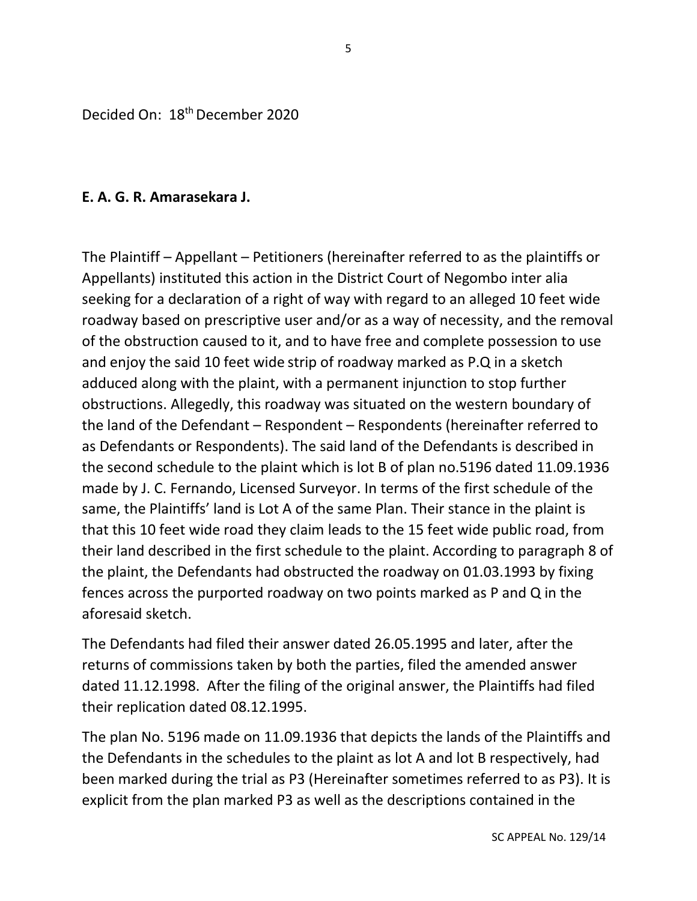Decided On: 18th December 2020

**E. A. G. R. Amarasekara J.**

The Plaintiff – Appellant – Petitioners (hereinafter referred to as the plaintiffs or Appellants) instituted this action in the District Court of Negombo inter alia seeking for a declaration of a right of way with regard to an alleged 10 feet wide roadway based on prescriptive user and/or as a way of necessity, and the removal of the obstruction caused to it, and to have free and complete possession to use and enjoy the said 10 feet wide strip of roadway marked as P.Q in a sketch adduced along with the plaint, with a permanent injunction to stop further obstructions. Allegedly, this roadway was situated on the western boundary of the land of the Defendant – Respondent – Respondents (hereinafter referred to as Defendants or Respondents). The said land of the Defendants is described in the second schedule to the plaint which is lot B of plan no.5196 dated 11.09.1936 made by J. C. Fernando, Licensed Surveyor. In terms of the first schedule of the same, the Plaintiffs' land is Lot A of the same Plan. Their stance in the plaint is that this 10 feet wide road they claim leads to the 15 feet wide public road, from their land described in the first schedule to the plaint. According to paragraph 8 of the plaint, the Defendants had obstructed the roadway on 01.03.1993 by fixing fences across the purported roadway on two points marked as P and Q in the aforesaid sketch.

The Defendants had filed their answer dated 26.05.1995 and later, after the returns of commissions taken by both the parties, filed the amended answer dated 11.12.1998. After the filing of the original answer, the Plaintiffs had filed their replication dated 08.12.1995.

The plan No. 5196 made on 11.09.1936 that depicts the lands of the Plaintiffs and the Defendants in the schedules to the plaint as lot A and lot B respectively, had been marked during the trial as P3 (Hereinafter sometimes referred to as P3). It is explicit from the plan marked P3 as well as the descriptions contained in the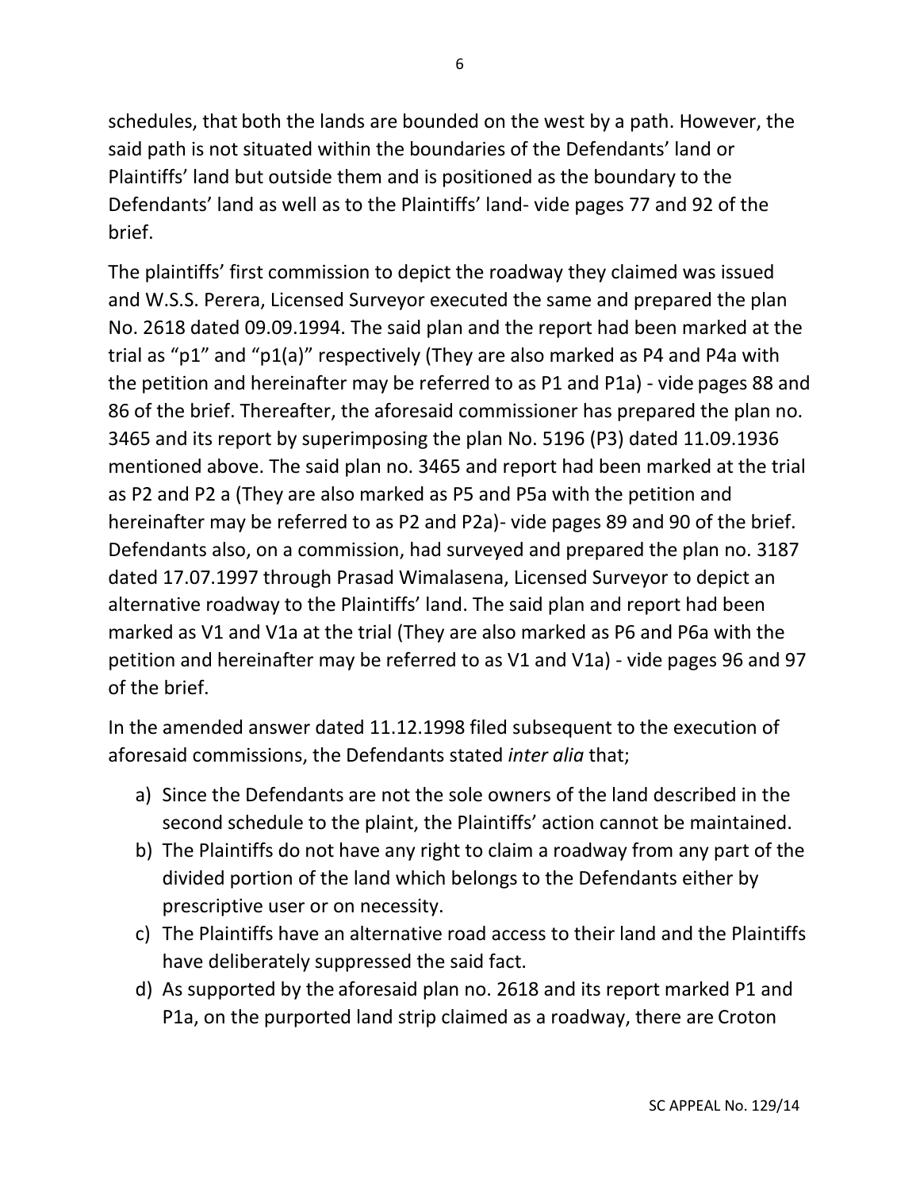schedules, that both the lands are bounded on the west by a path. However, the said path is not situated within the boundaries of the Defendants' land or Plaintiffs' land but outside them and is positioned as the boundary to the Defendants' land as well as to the Plaintiffs' land- vide pages 77 and 92 of the brief.

The plaintiffs' first commission to depict the roadway they claimed was issued and W.S.S. Perera, Licensed Surveyor executed the same and prepared the plan No. 2618 dated 09.09.1994. The said plan and the report had been marked at the trial as "p1" and "p1(a)" respectively (They are also marked as P4 and P4a with the petition and hereinafter may be referred to as P1 and P1a) - vide pages 88 and 86 of the brief. Thereafter, the aforesaid commissioner has prepared the plan no. 3465 and its report by superimposing the plan No. 5196 (P3) dated 11.09.1936 mentioned above. The said plan no. 3465 and report had been marked at the trial as P2 and P2 a (They are also marked as P5 and P5a with the petition and hereinafter may be referred to as P2 and P2a)- vide pages 89 and 90 of the brief. Defendants also, on a commission, had surveyed and prepared the plan no. 3187 dated 17.07.1997 through Prasad Wimalasena, Licensed Surveyor to depict an alternative roadway to the Plaintiffs' land. The said plan and report had been marked as V1 and V1a at the trial (They are also marked as P6 and P6a with the petition and hereinafter may be referred to as V1 and V1a) - vide pages 96 and 97 of the brief.

In the amended answer dated 11.12.1998 filed subsequent to the execution of aforesaid commissions, the Defendants stated *inter alia* that;

a) Since the Defendants are not the sole owners of the land described in the second schedule to the plaint, the Plaintiffs' action cannot be maintained.
b) The Plaintiffs do not have any right to claim a roadway from any part of the divided portion of the land which belongs to the Defendants either by prescriptive user or on necessity.
c) The Plaintiffs have an alternative road access to their land and the Plaintiffs have deliberately suppressed the said fact.
d) As supported by the aforesaid plan no. 2618 and its report marked P1 and P1a, on the purported land strip claimed as a roadway, there are Croton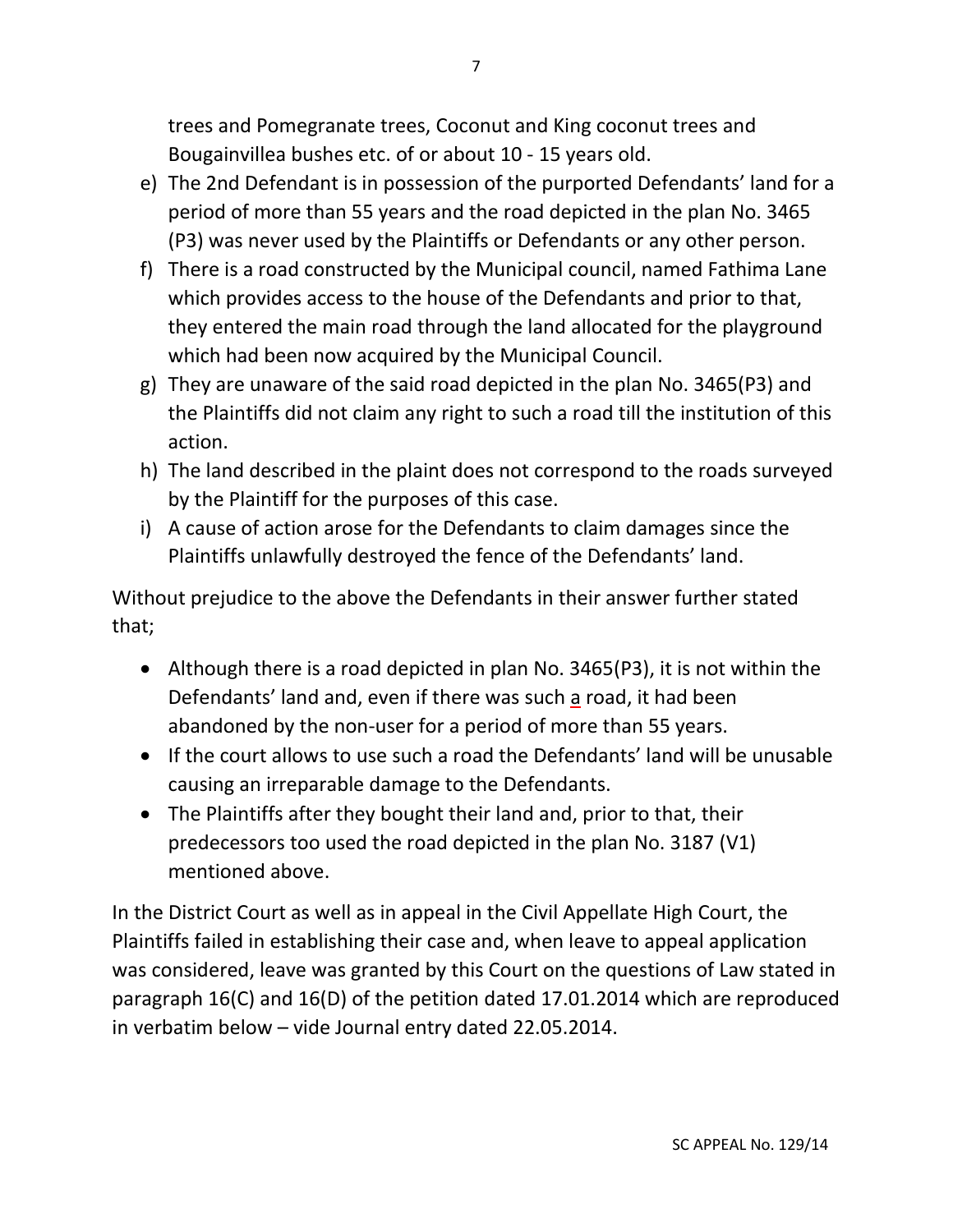trees and Pomegranate trees, Coconut and King coconut trees and Bougainvillea bushes etc. of or about 10 - 15 years old.

e) The 2nd Defendant is in possession of the purported Defendants' land for a period of more than 55 years and the road depicted in the plan No. 3465 (P3) was never used by the Plaintiffs or Defendants or any other person.

f) There is a road constructed by the Municipal council, named Fathima Lane which provides access to the house of the Defendants and prior to that, they entered the main road through the land allocated for the playground which had been now acquired by the Municipal Council.

g) They are unaware of the said road depicted in the plan No. 3465(P3) and the Plaintiffs did not claim any right to such a road till the institution of this action.

h) The land described in the plaint does not correspond to the roads surveyed by the Plaintiff for the purposes of this case.

i) A cause of action arose for the Defendants to claim damages since the Plaintiffs unlawfully destroyed the fence of the Defendants' land.

Without prejudice to the above the Defendants in their answer further stated that;

- Although there is a road depicted in plan No. 3465(P3), it is not within the Defendants' land and, even if there was such a road, it had been abandoned by the non-user for a period of more than 55 years.
- If the court allows to use such a road the Defendants' land will be unusable causing an irreparable damage to the Defendants.
- The Plaintiffs after they bought their land and, prior to that, their predecessors too used the road depicted in the plan No. 3187 (V1) mentioned above.

In the District Court as well as in appeal in the Civil Appellate High Court, the Plaintiffs failed in establishing their case and, when leave to appeal application was considered, leave was granted by this Court on the questions of Law stated in paragraph 16(C) and 16(D) of the petition dated 17.01.2014 which are reproduced in verbatim below – vide Journal entry dated 22.05.2014.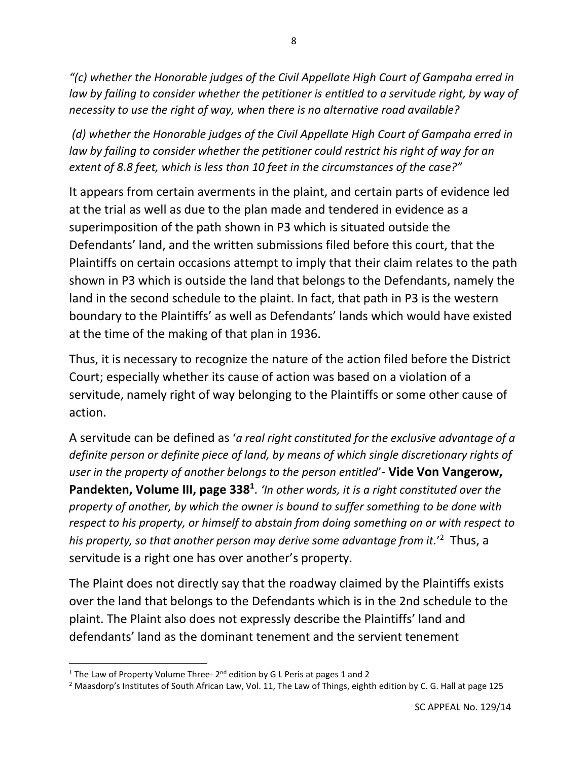*"(c) whether the Honorable judges of the Civil Appellate High Court of Gampaha erred in law by failing to consider whether the petitioner is entitled to a servitude right, by way of necessity to use the right of way, when there is no alternative road available?*

*(d) whether the Honorable judges of the Civil Appellate High Court of Gampaha erred in law by failing to consider whether the petitioner could restrict his right of way for an extent of 8.8 feet, which is less than 10 feet in the circumstances of the case?"*

It appears from certain averments in the plaint, and certain parts of evidence led at the trial as well as due to the plan made and tendered in evidence as a superimposition of the path shown in P3 which is situated outside the Defendants' land, and the written submissions filed before this court, that the Plaintiffs on certain occasions attempt to imply that their claim relates to the path shown in P3 which is outside the land that belongs to the Defendants, namely the land in the second schedule to the plaint. In fact, that path in P3 is the western boundary to the Plaintiffs' as well as Defendants' lands which would have existed at the time of the making of that plan in 1936.

Thus, it is necessary to recognize the nature of the action filed before the District Court; especially whether its cause of action was based on a violation of a servitude, namely right of way belonging to the Plaintiffs or some other cause of action.

A servitude can be defined as '*a real right constituted for the exclusive advantage of a definite person or definite piece of land, by means of which single discretionary rights of user in the property of another belongs to the person entitled*'- **Vide Von Vangerow, Pandekten, Volume III, page 338**[1]. *'In other words, it is a right constituted over the property of another, by which the owner is bound to suffer something to be done with respect to his property, or himself to abstain from doing something on or with respect to his property, so that another person may derive some advantage from it.'*[2] Thus, a servitude is a right one has over another's property.

The Plaint does not directly say that the roadway claimed by the Plaintiffs exists over the land that belongs to the Defendants which is in the 2nd schedule to the plaint. The Plaint also does not expressly describe the Plaintiffs' land and defendants' land as the dominant tenement and the servient tenement

---

[1] The Law of Property Volume Three- 2nd edition by G L Peris at pages 1 and 2

[2] Maasdorp's Institutes of South African Law, Vol. 11, The Law of Things, eighth edition by C. G. Hall at page 125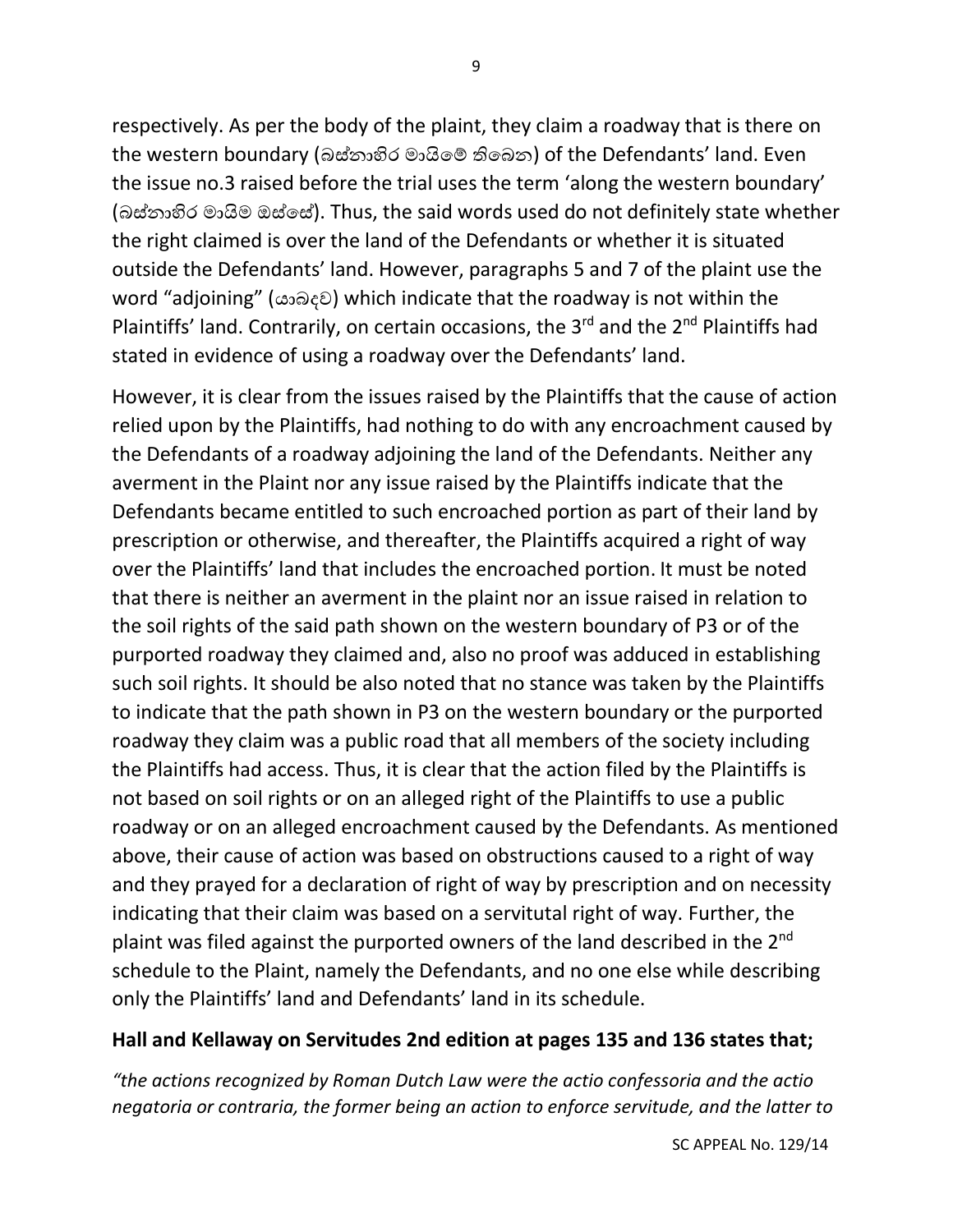respectively. As per the body of the plaint, they claim a roadway that is there on the western boundary (බස්නාහිර මායිමේ තිබෙන) of the Defendants' land. Even the issue no.3 raised before the trial uses the term 'along the western boundary' (බස්නාහිර මායිම ඔස්සේ). Thus, the said words used do not definitely state whether the right claimed is over the land of the Defendants or whether it is situated outside the Defendants' land. However, paragraphs 5 and 7 of the plaint use the word "adjoining" (යාබදව) which indicate that the roadway is not within the Plaintiffs' land. Contrarily, on certain occasions, the 3rd and the 2nd Plaintiffs had stated in evidence of using a roadway over the Defendants' land.

However, it is clear from the issues raised by the Plaintiffs that the cause of action relied upon by the Plaintiffs, had nothing to do with any encroachment caused by the Defendants of a roadway adjoining the land of the Defendants. Neither any averment in the Plaint nor any issue raised by the Plaintiffs indicate that the Defendants became entitled to such encroached portion as part of their land by prescription or otherwise, and thereafter, the Plaintiffs acquired a right of way over the Plaintiffs' land that includes the encroached portion. It must be noted that there is neither an averment in the plaint nor an issue raised in relation to the soil rights of the said path shown on the western boundary of P3 or of the purported roadway they claimed and, also no proof was adduced in establishing such soil rights. It should be also noted that no stance was taken by the Plaintiffs to indicate that the path shown in P3 on the western boundary or the purported roadway they claim was a public road that all members of the society including the Plaintiffs had access. Thus, it is clear that the action filed by the Plaintiffs is not based on soil rights or on an alleged right of the Plaintiffs to use a public roadway or on an alleged encroachment caused by the Defendants. As mentioned above, their cause of action was based on obstructions caused to a right of way and they prayed for a declaration of right of way by prescription and on necessity indicating that their claim was based on a servitutal right of way. Further, the plaint was filed against the purported owners of the land described in the 2nd schedule to the Plaint, namely the Defendants, and no one else while describing only the Plaintiffs' land and Defendants' land in its schedule.

**Hall and Kellaway on Servitudes 2nd edition at pages 135 and 136 states that;**

*"the actions recognized by Roman Dutch Law were the actio confessoria and the actio negatoria or contraria, the former being an action to enforce servitude, and the latter to*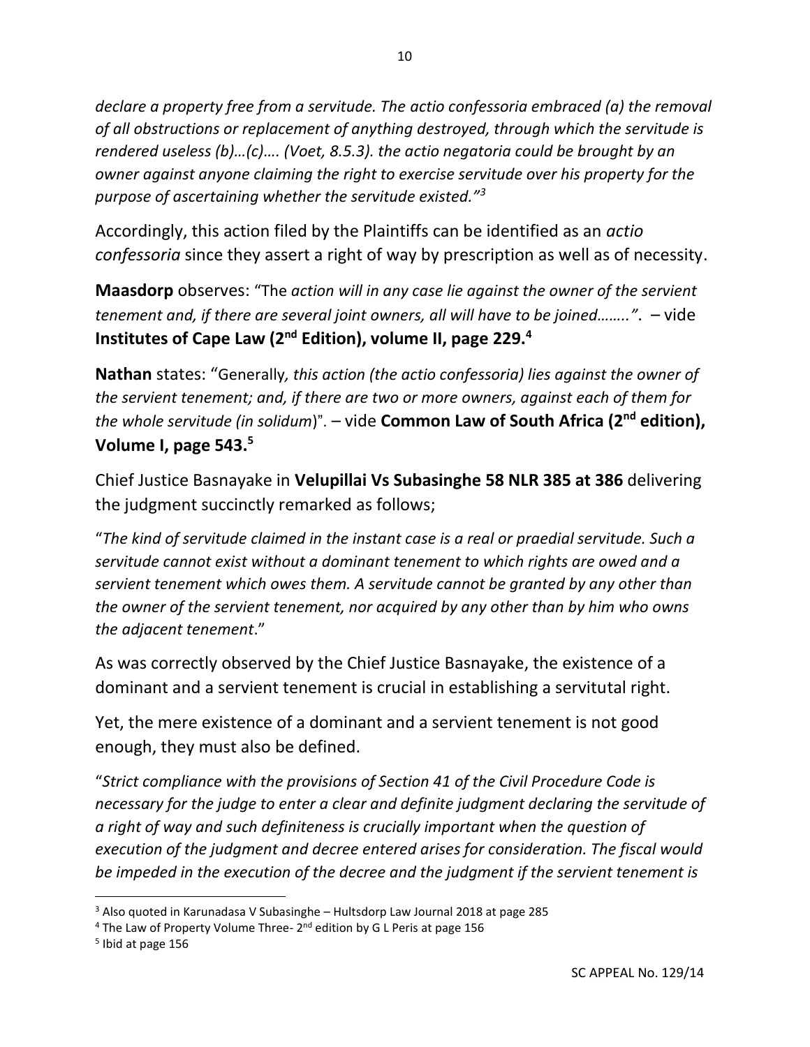*declare a property free from a servitude. The actio confessoria embraced (a) the removal of all obstructions or replacement of anything destroyed, through which the servitude is rendered useless (b)…(c)…. (Voet, 8.5.3). the actio negatoria could be brought by an owner against anyone claiming the right to exercise servitude over his property for the purpose of ascertaining whether the servitude existed."*[3]

Accordingly, this action filed by the Plaintiffs can be identified as an *actio confessoria* since they assert a right of way by prescription as well as of necessity.

**Maasdorp** observes: "The *action will in any case lie against the owner of the servient tenement and, if there are several joint owners, all will have to be joined……..".* – vide **Institutes of Cape Law (2nd Edition), volume II, page 229.**[4]

**Nathan** states: "Generally*, this action (the actio confessoria) lies against the owner of the servient tenement; and, if there are two or more owners, against each of them for the whole servitude (in solidum*)". – vide **Common Law of South Africa (2nd edition), Volume I, page 543.**[5]

Chief Justice Basnayake in **Velupillai Vs Subasinghe 58 NLR 385 at 386** delivering the judgment succinctly remarked as follows;

"*The kind of servitude claimed in the instant case is a real or praedial servitude. Such a servitude cannot exist without a dominant tenement to which rights are owed and a servient tenement which owes them. A servitude cannot be granted by any other than the owner of the servient tenement, nor acquired by any other than by him who owns the adjacent tenement*."

As was correctly observed by the Chief Justice Basnayake, the existence of a dominant and a servient tenement is crucial in establishing a servitutal right.

Yet, the mere existence of a dominant and a servient tenement is not good enough, they must also be defined.

"*Strict compliance with the provisions of Section 41 of the Civil Procedure Code is necessary for the judge to enter a clear and definite judgment declaring the servitude of a right of way and such definiteness is crucially important when the question of execution of the judgment and decree entered arises for consideration. The fiscal would be impeded in the execution of the decree and the judgment if the servient tenement is*

---

[3] Also quoted in Karunadasa V Subasinghe – Hultsdorp Law Journal 2018 at page 285

[4] The Law of Property Volume Three- 2nd edition by G L Peris at page 156

[5] Ibid at page 156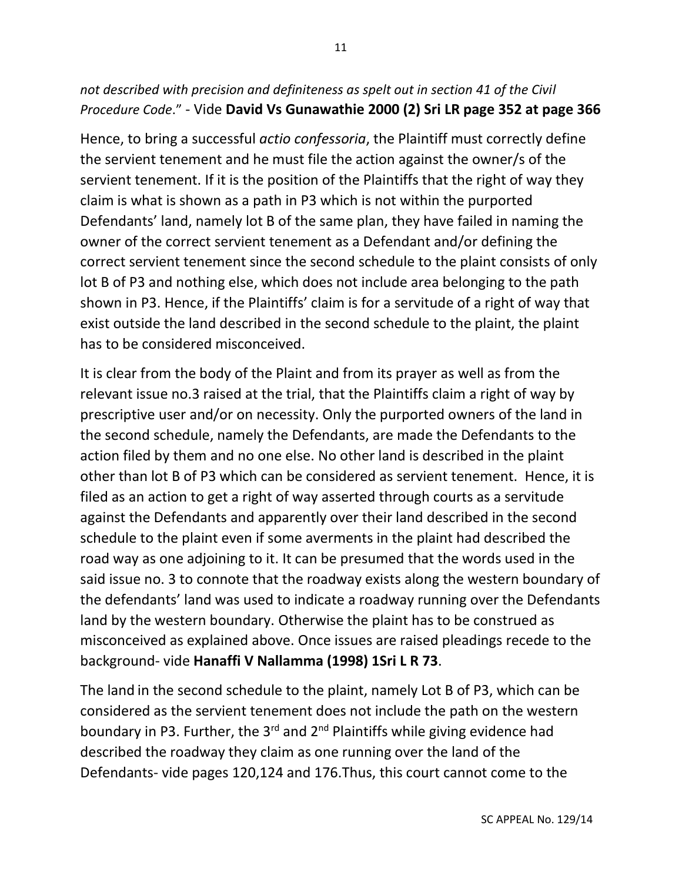*not described with precision and definiteness as spelt out in section 41 of the Civil Procedure Code*." - Vide **David Vs Gunawathie 2000 (2) Sri LR page 352 at page 366**

Hence, to bring a successful *actio confessoria*, the Plaintiff must correctly define the servient tenement and he must file the action against the owner/s of the servient tenement. If it is the position of the Plaintiffs that the right of way they claim is what is shown as a path in P3 which is not within the purported Defendants' land, namely lot B of the same plan, they have failed in naming the owner of the correct servient tenement as a Defendant and/or defining the correct servient tenement since the second schedule to the plaint consists of only lot B of P3 and nothing else, which does not include area belonging to the path shown in P3. Hence, if the Plaintiffs' claim is for a servitude of a right of way that exist outside the land described in the second schedule to the plaint, the plaint has to be considered misconceived.

It is clear from the body of the Plaint and from its prayer as well as from the relevant issue no.3 raised at the trial, that the Plaintiffs claim a right of way by prescriptive user and/or on necessity. Only the purported owners of the land in the second schedule, namely the Defendants, are made the Defendants to the action filed by them and no one else. No other land is described in the plaint other than lot B of P3 which can be considered as servient tenement. Hence, it is filed as an action to get a right of way asserted through courts as a servitude against the Defendants and apparently over their land described in the second schedule to the plaint even if some averments in the plaint had described the road way as one adjoining to it. It can be presumed that the words used in the said issue no. 3 to connote that the roadway exists along the western boundary of the defendants' land was used to indicate a roadway running over the Defendants land by the western boundary. Otherwise the plaint has to be construed as misconceived as explained above. Once issues are raised pleadings recede to the background- vide **Hanaffi V Nallamma (1998) 1Sri L R 73**.

The land in the second schedule to the plaint, namely Lot B of P3, which can be considered as the servient tenement does not include the path on the western boundary in P3. Further, the 3rd and 2nd Plaintiffs while giving evidence had described the roadway they claim as one running over the land of the Defendants- vide pages 120,124 and 176.Thus, this court cannot come to the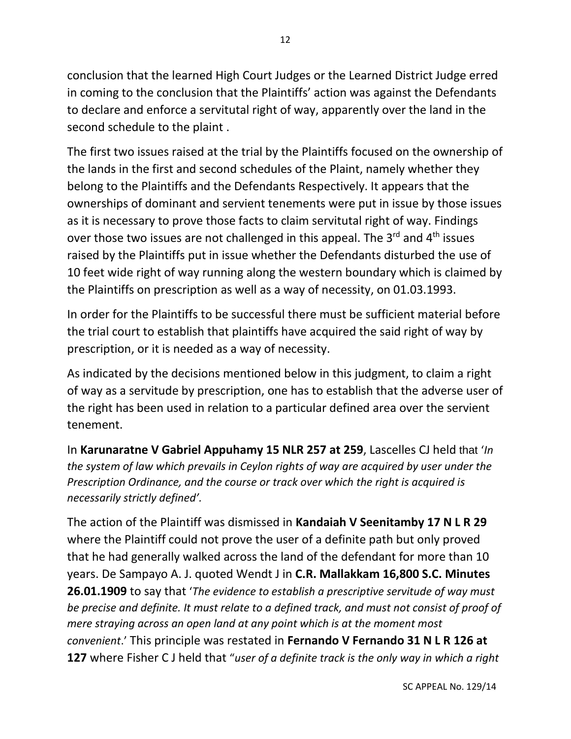conclusion that the learned High Court Judges or the Learned District Judge erred in coming to the conclusion that the Plaintiffs' action was against the Defendants to declare and enforce a servitutal right of way, apparently over the land in the second schedule to the plaint .

The first two issues raised at the trial by the Plaintiffs focused on the ownership of the lands in the first and second schedules of the Plaint, namely whether they belong to the Plaintiffs and the Defendants Respectively. It appears that the ownerships of dominant and servient tenements were put in issue by those issues as it is necessary to prove those facts to claim servitutal right of way. Findings over those two issues are not challenged in this appeal. The 3rd and 4th issues raised by the Plaintiffs put in issue whether the Defendants disturbed the use of 10 feet wide right of way running along the western boundary which is claimed by the Plaintiffs on prescription as well as a way of necessity, on 01.03.1993.

In order for the Plaintiffs to be successful there must be sufficient material before the trial court to establish that plaintiffs have acquired the said right of way by prescription, or it is needed as a way of necessity.

As indicated by the decisions mentioned below in this judgment, to claim a right of way as a servitude by prescription, one has to establish that the adverse user of the right has been used in relation to a particular defined area over the servient tenement.

In **Karunaratne V Gabriel Appuhamy 15 NLR 257 at 259**, Lascelles CJ held that '*In the system of law which prevails in Ceylon rights of way are acquired by user under the Prescription Ordinance, and the course or track over which the right is acquired is necessarily strictly defined'.*

The action of the Plaintiff was dismissed in **Kandaiah V Seenitamby 17 N L R 29** where the Plaintiff could not prove the user of a definite path but only proved that he had generally walked across the land of the defendant for more than 10 years. De Sampayo A. J. quoted Wendt J in **C.R. Mallakkam 16,800 S.C. Minutes 26.01.1909** to say that '*The evidence to establish a prescriptive servitude of way must be precise and definite. It must relate to a defined track, and must not consist of proof of mere straying across an open land at any point which is at the moment most convenient*.' This principle was restated in **Fernando V Fernando 31 N L R 126 at 127** where Fisher C J held that "*user of a definite track is the only way in which a right*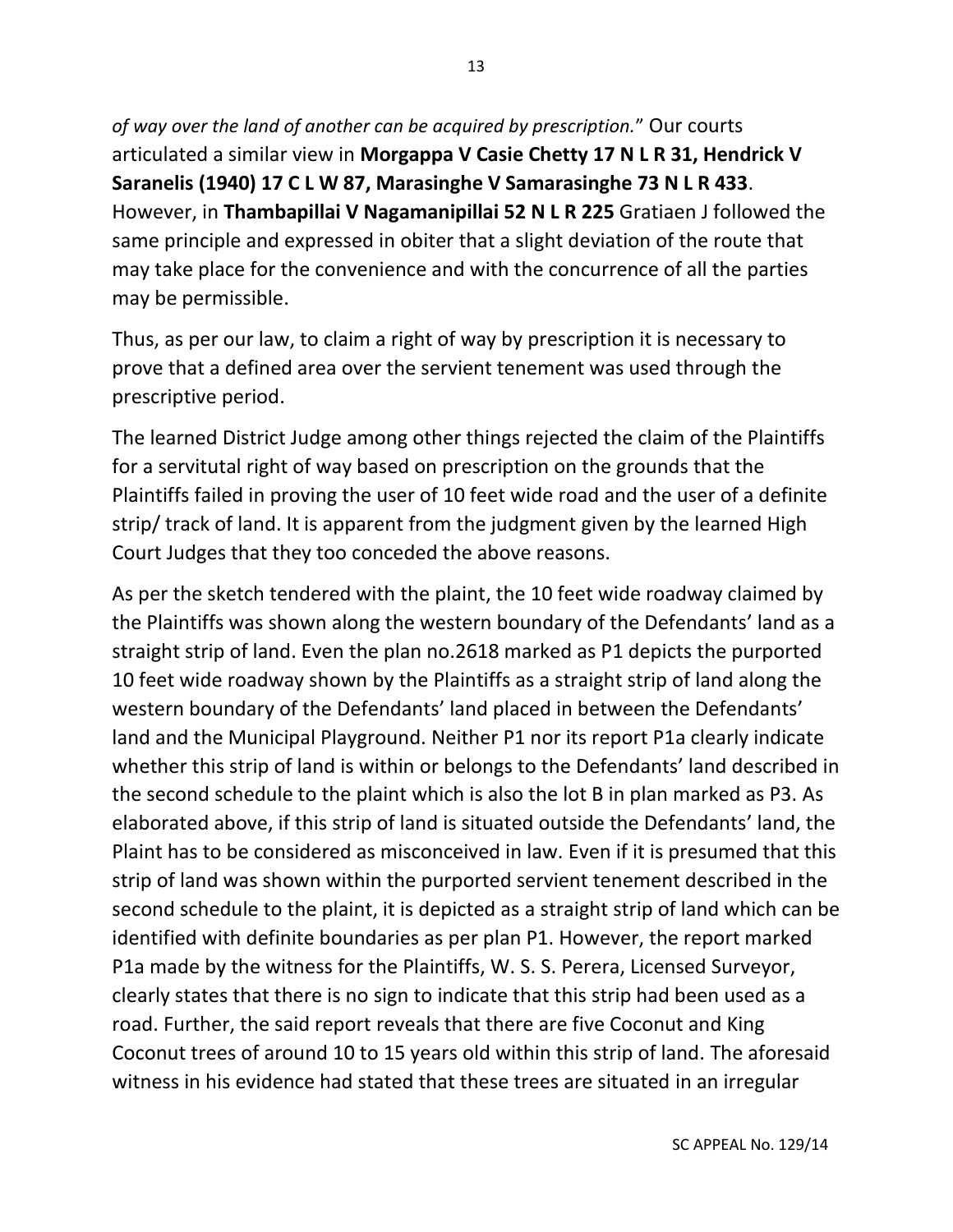*of way over the land of another can be acquired by prescription.*" Our courts articulated a similar view in **Morgappa V Casie Chetty 17 N L R 31, Hendrick V Saranelis (1940) 17 C L W 87, Marasinghe V Samarasinghe 73 N L R 433**. However, in **Thambapillai V Nagamanipillai 52 N L R 225** Gratiaen J followed the same principle and expressed in obiter that a slight deviation of the route that may take place for the convenience and with the concurrence of all the parties may be permissible.

Thus, as per our law, to claim a right of way by prescription it is necessary to prove that a defined area over the servient tenement was used through the prescriptive period.

The learned District Judge among other things rejected the claim of the Plaintiffs for a servitutal right of way based on prescription on the grounds that the Plaintiffs failed in proving the user of 10 feet wide road and the user of a definite strip/ track of land. It is apparent from the judgment given by the learned High Court Judges that they too conceded the above reasons.

As per the sketch tendered with the plaint, the 10 feet wide roadway claimed by the Plaintiffs was shown along the western boundary of the Defendants' land as a straight strip of land. Even the plan no.2618 marked as P1 depicts the purported 10 feet wide roadway shown by the Plaintiffs as a straight strip of land along the western boundary of the Defendants' land placed in between the Defendants' land and the Municipal Playground. Neither P1 nor its report P1a clearly indicate whether this strip of land is within or belongs to the Defendants' land described in the second schedule to the plaint which is also the lot B in plan marked as P3. As elaborated above, if this strip of land is situated outside the Defendants' land, the Plaint has to be considered as misconceived in law. Even if it is presumed that this strip of land was shown within the purported servient tenement described in the second schedule to the plaint, it is depicted as a straight strip of land which can be identified with definite boundaries as per plan P1. However, the report marked P1a made by the witness for the Plaintiffs, W. S. S. Perera, Licensed Surveyor, clearly states that there is no sign to indicate that this strip had been used as a road. Further, the said report reveals that there are five Coconut and King Coconut trees of around 10 to 15 years old within this strip of land. The aforesaid witness in his evidence had stated that these trees are situated in an irregular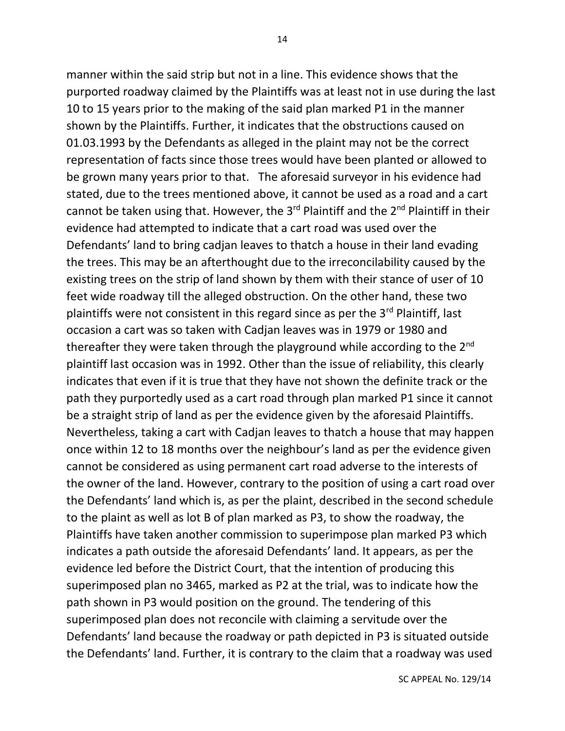manner within the said strip but not in a line. This evidence shows that the purported roadway claimed by the Plaintiffs was at least not in use during the last 10 to 15 years prior to the making of the said plan marked P1 in the manner shown by the Plaintiffs. Further, it indicates that the obstructions caused on 01.03.1993 by the Defendants as alleged in the plaint may not be the correct representation of facts since those trees would have been planted or allowed to be grown many years prior to that. The aforesaid surveyor in his evidence had stated, due to the trees mentioned above, it cannot be used as a road and a cart cannot be taken using that. However, the 3rd Plaintiff and the 2nd Plaintiff in their evidence had attempted to indicate that a cart road was used over the Defendants' land to bring cadjan leaves to thatch a house in their land evading the trees. This may be an afterthought due to the irreconcilability caused by the existing trees on the strip of land shown by them with their stance of user of 10 feet wide roadway till the alleged obstruction. On the other hand, these two plaintiffs were not consistent in this regard since as per the 3rd Plaintiff, last occasion a cart was so taken with Cadjan leaves was in 1979 or 1980 and thereafter they were taken through the playground while according to the 2nd plaintiff last occasion was in 1992. Other than the issue of reliability, this clearly indicates that even if it is true that they have not shown the definite track or the path they purportedly used as a cart road through plan marked P1 since it cannot be a straight strip of land as per the evidence given by the aforesaid Plaintiffs. Nevertheless, taking a cart with Cadjan leaves to thatch a house that may happen once within 12 to 18 months over the neighbour's land as per the evidence given cannot be considered as using permanent cart road adverse to the interests of the owner of the land. However, contrary to the position of using a cart road over the Defendants' land which is, as per the plaint, described in the second schedule to the plaint as well as lot B of plan marked as P3, to show the roadway, the Plaintiffs have taken another commission to superimpose plan marked P3 which indicates a path outside the aforesaid Defendants' land. It appears, as per the evidence led before the District Court, that the intention of producing this superimposed plan no 3465, marked as P2 at the trial, was to indicate how the path shown in P3 would position on the ground. The tendering of this superimposed plan does not reconcile with claiming a servitude over the Defendants' land because the roadway or path depicted in P3 is situated outside the Defendants' land. Further, it is contrary to the claim that a roadway was used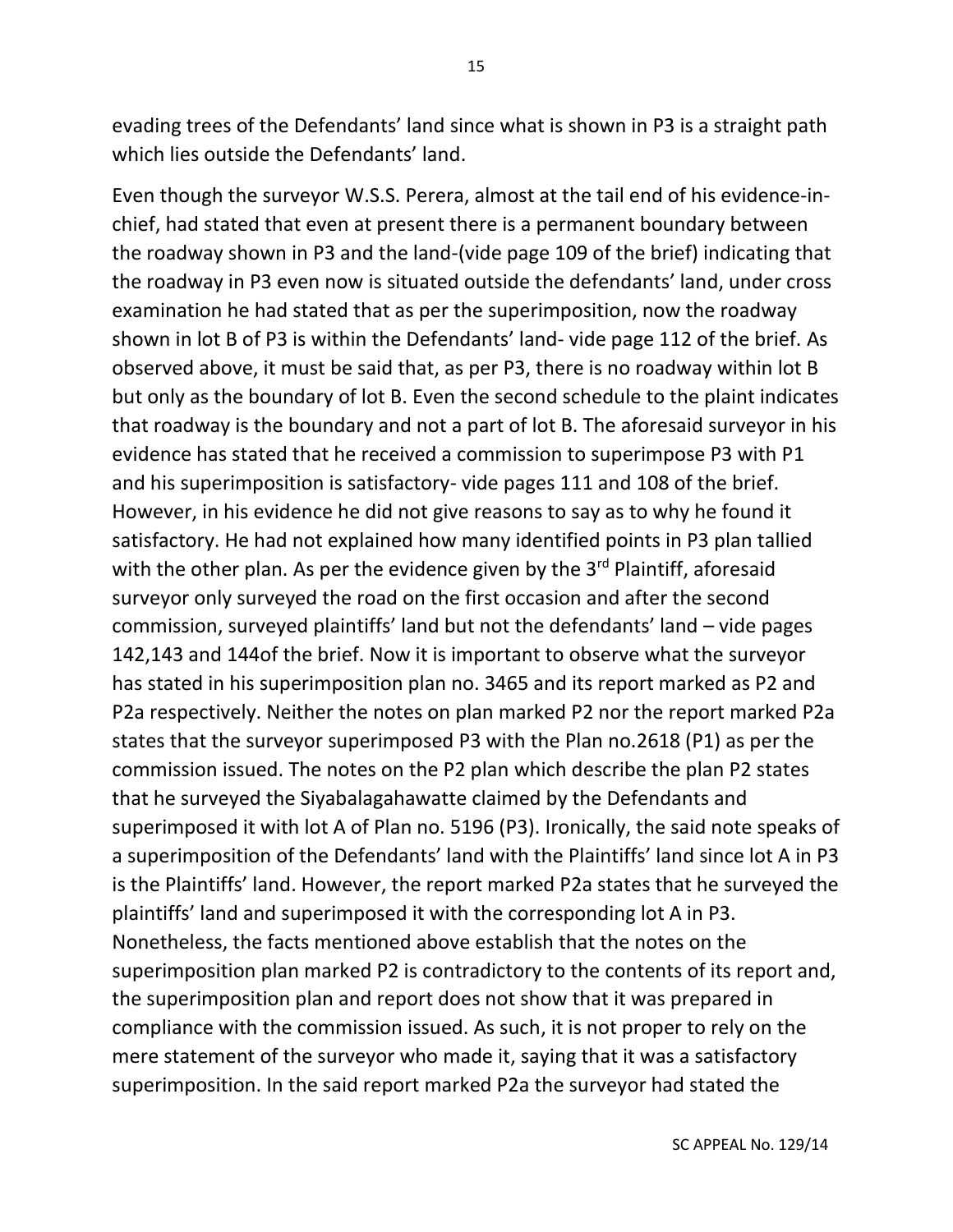evading trees of the Defendants' land since what is shown in P3 is a straight path which lies outside the Defendants' land.

Even though the surveyor W.S.S. Perera, almost at the tail end of his evidence-in-chief, had stated that even at present there is a permanent boundary between the roadway shown in P3 and the land-(vide page 109 of the brief) indicating that the roadway in P3 even now is situated outside the defendants' land, under cross examination he had stated that as per the superimposition, now the roadway shown in lot B of P3 is within the Defendants' land- vide page 112 of the brief. As observed above, it must be said that, as per P3, there is no roadway within lot B but only as the boundary of lot B. Even the second schedule to the plaint indicates that roadway is the boundary and not a part of lot B. The aforesaid surveyor in his evidence has stated that he received a commission to superimpose P3 with P1 and his superimposition is satisfactory- vide pages 111 and 108 of the brief. However, in his evidence he did not give reasons to say as to why he found it satisfactory. He had not explained how many identified points in P3 plan tallied with the other plan. As per the evidence given by the 3rd Plaintiff, aforesaid surveyor only surveyed the road on the first occasion and after the second commission, surveyed plaintiffs' land but not the defendants' land – vide pages 142,143 and 144of the brief. Now it is important to observe what the surveyor has stated in his superimposition plan no. 3465 and its report marked as P2 and P2a respectively. Neither the notes on plan marked P2 nor the report marked P2a states that the surveyor superimposed P3 with the Plan no.2618 (P1) as per the commission issued. The notes on the P2 plan which describe the plan P2 states that he surveyed the Siyabalagahawatte claimed by the Defendants and superimposed it with lot A of Plan no. 5196 (P3). Ironically, the said note speaks of a superimposition of the Defendants' land with the Plaintiffs' land since lot A in P3 is the Plaintiffs' land. However, the report marked P2a states that he surveyed the plaintiffs' land and superimposed it with the corresponding lot A in P3. Nonetheless, the facts mentioned above establish that the notes on the superimposition plan marked P2 is contradictory to the contents of its report and, the superimposition plan and report does not show that it was prepared in compliance with the commission issued. As such, it is not proper to rely on the mere statement of the surveyor who made it, saying that it was a satisfactory superimposition. In the said report marked P2a the surveyor had stated the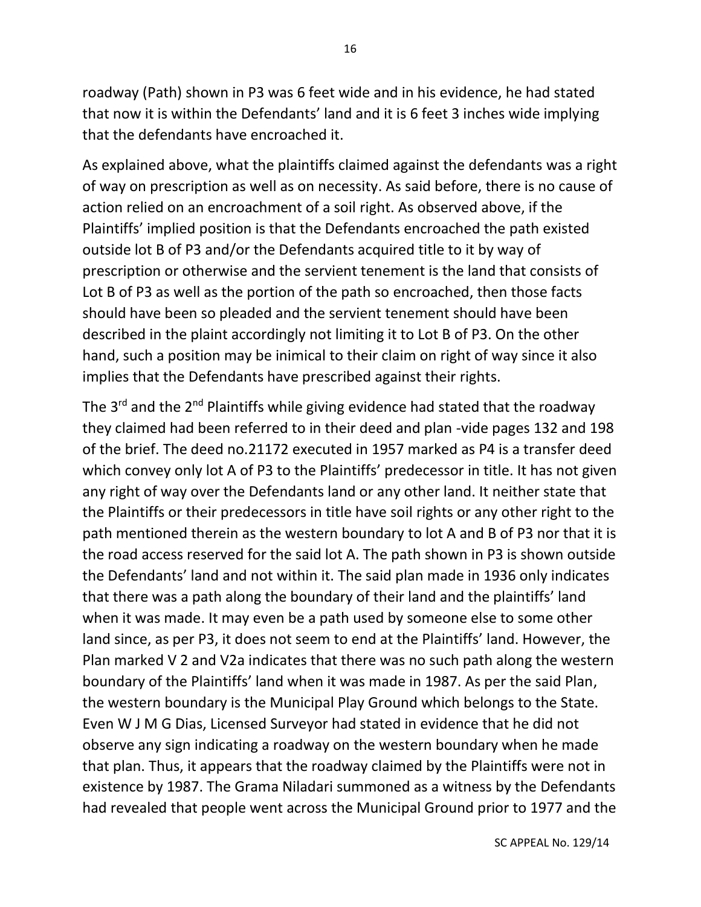roadway (Path) shown in P3 was 6 feet wide and in his evidence, he had stated that now it is within the Defendants' land and it is 6 feet 3 inches wide implying that the defendants have encroached it.

As explained above, what the plaintiffs claimed against the defendants was a right of way on prescription as well as on necessity. As said before, there is no cause of action relied on an encroachment of a soil right. As observed above, if the Plaintiffs' implied position is that the Defendants encroached the path existed outside lot B of P3 and/or the Defendants acquired title to it by way of prescription or otherwise and the servient tenement is the land that consists of Lot B of P3 as well as the portion of the path so encroached, then those facts should have been so pleaded and the servient tenement should have been described in the plaint accordingly not limiting it to Lot B of P3. On the other hand, such a position may be inimical to their claim on right of way since it also implies that the Defendants have prescribed against their rights.

The 3rd and the 2nd Plaintiffs while giving evidence had stated that the roadway they claimed had been referred to in their deed and plan -vide pages 132 and 198 of the brief. The deed no.21172 executed in 1957 marked as P4 is a transfer deed which convey only lot A of P3 to the Plaintiffs' predecessor in title. It has not given any right of way over the Defendants land or any other land. It neither state that the Plaintiffs or their predecessors in title have soil rights or any other right to the path mentioned therein as the western boundary to lot A and B of P3 nor that it is the road access reserved for the said lot A. The path shown in P3 is shown outside the Defendants' land and not within it. The said plan made in 1936 only indicates that there was a path along the boundary of their land and the plaintiffs' land when it was made. It may even be a path used by someone else to some other land since, as per P3, it does not seem to end at the Plaintiffs' land. However, the Plan marked V 2 and V2a indicates that there was no such path along the western boundary of the Plaintiffs' land when it was made in 1987. As per the said Plan, the western boundary is the Municipal Play Ground which belongs to the State. Even W J M G Dias, Licensed Surveyor had stated in evidence that he did not observe any sign indicating a roadway on the western boundary when he made that plan. Thus, it appears that the roadway claimed by the Plaintiffs were not in existence by 1987. The Grama Niladari summoned as a witness by the Defendants had revealed that people went across the Municipal Ground prior to 1977 and the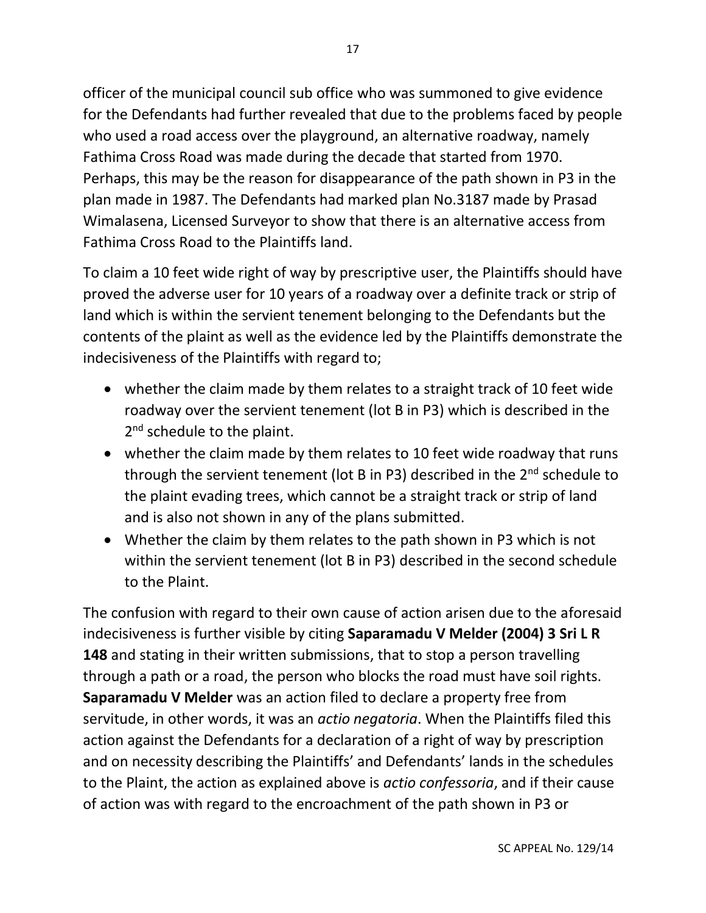officer of the municipal council sub office who was summoned to give evidence for the Defendants had further revealed that due to the problems faced by people who used a road access over the playground, an alternative roadway, namely Fathima Cross Road was made during the decade that started from 1970. Perhaps, this may be the reason for disappearance of the path shown in P3 in the plan made in 1987. The Defendants had marked plan No.3187 made by Prasad Wimalasena, Licensed Surveyor to show that there is an alternative access from Fathima Cross Road to the Plaintiffs land.

To claim a 10 feet wide right of way by prescriptive user, the Plaintiffs should have proved the adverse user for 10 years of a roadway over a definite track or strip of land which is within the servient tenement belonging to the Defendants but the contents of the plaint as well as the evidence led by the Plaintiffs demonstrate the indecisiveness of the Plaintiffs with regard to;

- whether the claim made by them relates to a straight track of 10 feet wide roadway over the servient tenement (lot B in P3) which is described in the 2nd schedule to the plaint.
- whether the claim made by them relates to 10 feet wide roadway that runs through the servient tenement (lot B in P3) described in the 2nd schedule to the plaint evading trees, which cannot be a straight track or strip of land and is also not shown in any of the plans submitted.
- Whether the claim by them relates to the path shown in P3 which is not within the servient tenement (lot B in P3) described in the second schedule to the Plaint.

The confusion with regard to their own cause of action arisen due to the aforesaid indecisiveness is further visible by citing **Saparamadu V Melder (2004) 3 Sri L R 148** and stating in their written submissions, that to stop a person travelling through a path or a road, the person who blocks the road must have soil rights. **Saparamadu V Melder** was an action filed to declare a property free from servitude, in other words, it was an *actio negatoria*. When the Plaintiffs filed this action against the Defendants for a declaration of a right of way by prescription and on necessity describing the Plaintiffs' and Defendants' lands in the schedules to the Plaint, the action as explained above is *actio confessoria*, and if their cause of action was with regard to the encroachment of the path shown in P3 or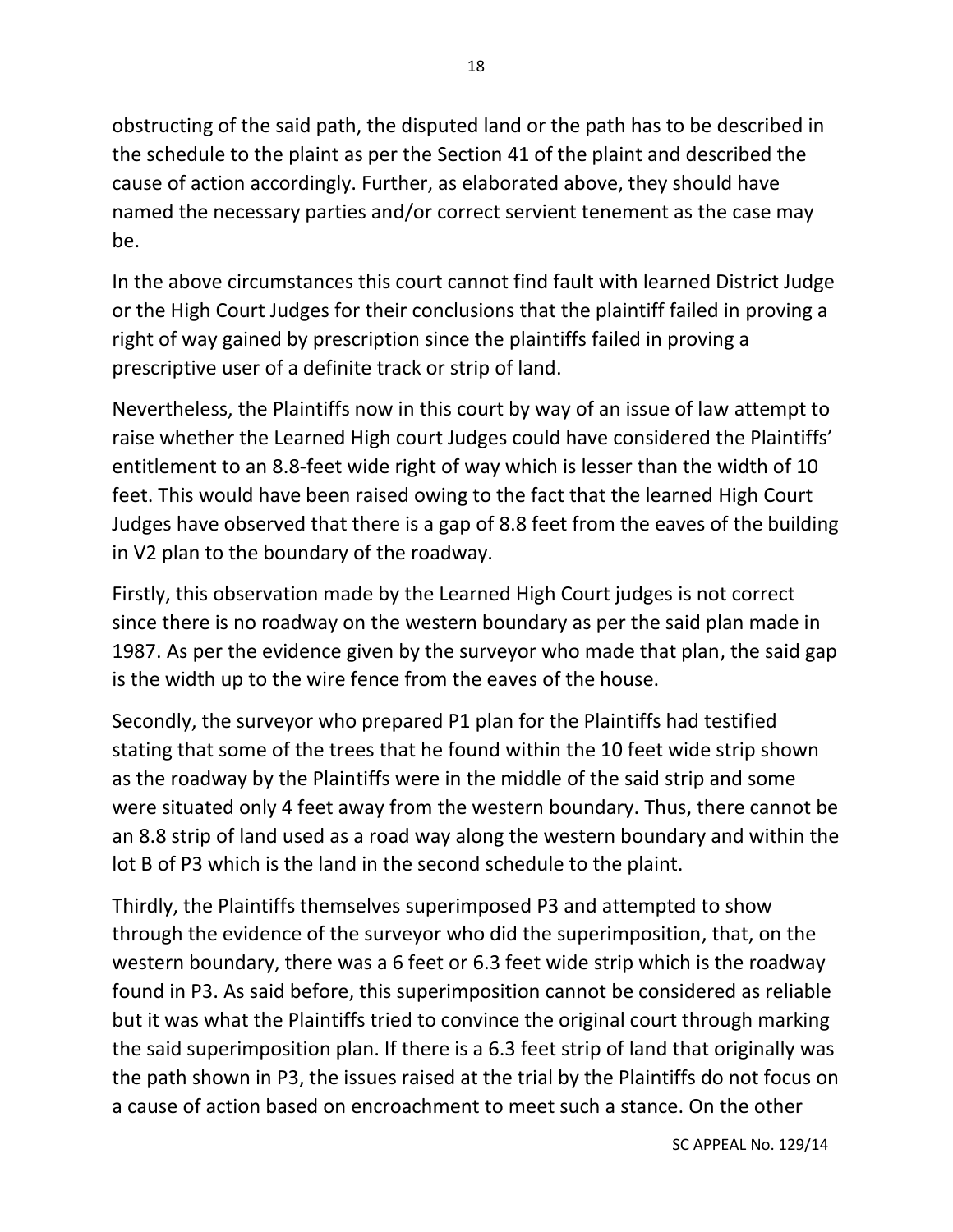obstructing of the said path, the disputed land or the path has to be described in the schedule to the plaint as per the Section 41 of the plaint and described the cause of action accordingly. Further, as elaborated above, they should have named the necessary parties and/or correct servient tenement as the case may be.

In the above circumstances this court cannot find fault with learned District Judge or the High Court Judges for their conclusions that the plaintiff failed in proving a right of way gained by prescription since the plaintiffs failed in proving a prescriptive user of a definite track or strip of land.

Nevertheless, the Plaintiffs now in this court by way of an issue of law attempt to raise whether the Learned High court Judges could have considered the Plaintiffs' entitlement to an 8.8-feet wide right of way which is lesser than the width of 10 feet. This would have been raised owing to the fact that the learned High Court Judges have observed that there is a gap of 8.8 feet from the eaves of the building in V2 plan to the boundary of the roadway.

Firstly, this observation made by the Learned High Court judges is not correct since there is no roadway on the western boundary as per the said plan made in 1987. As per the evidence given by the surveyor who made that plan, the said gap is the width up to the wire fence from the eaves of the house.

Secondly, the surveyor who prepared P1 plan for the Plaintiffs had testified stating that some of the trees that he found within the 10 feet wide strip shown as the roadway by the Plaintiffs were in the middle of the said strip and some were situated only 4 feet away from the western boundary. Thus, there cannot be an 8.8 strip of land used as a road way along the western boundary and within the lot B of P3 which is the land in the second schedule to the plaint.

Thirdly, the Plaintiffs themselves superimposed P3 and attempted to show through the evidence of the surveyor who did the superimposition, that, on the western boundary, there was a 6 feet or 6.3 feet wide strip which is the roadway found in P3. As said before, this superimposition cannot be considered as reliable but it was what the Plaintiffs tried to convince the original court through marking the said superimposition plan. If there is a 6.3 feet strip of land that originally was the path shown in P3, the issues raised at the trial by the Plaintiffs do not focus on a cause of action based on encroachment to meet such a stance. On the other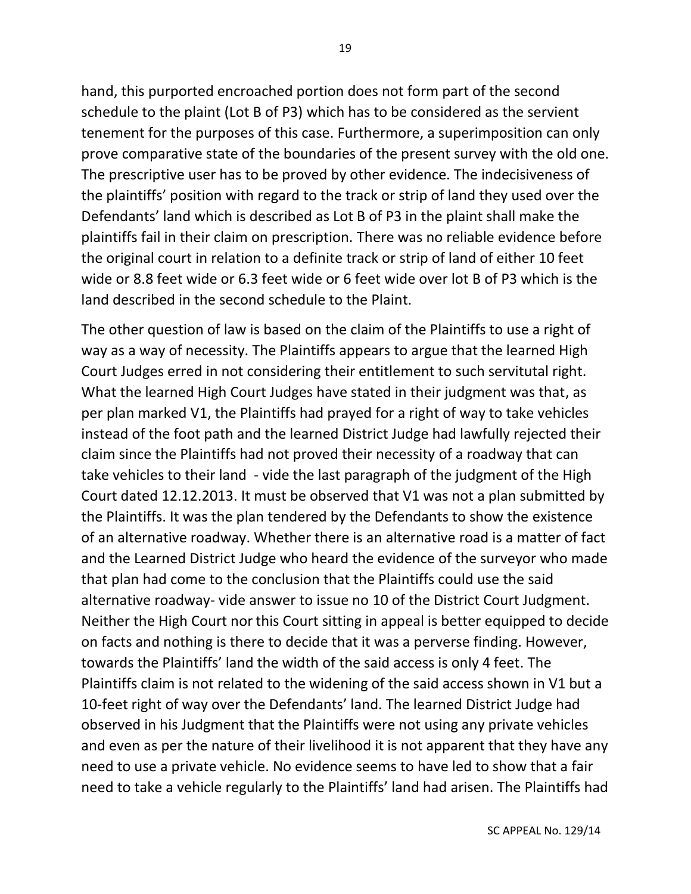hand, this purported encroached portion does not form part of the second schedule to the plaint (Lot B of P3) which has to be considered as the servient tenement for the purposes of this case. Furthermore, a superimposition can only prove comparative state of the boundaries of the present survey with the old one. The prescriptive user has to be proved by other evidence. The indecisiveness of the plaintiffs' position with regard to the track or strip of land they used over the Defendants' land which is described as Lot B of P3 in the plaint shall make the plaintiffs fail in their claim on prescription. There was no reliable evidence before the original court in relation to a definite track or strip of land of either 10 feet wide or 8.8 feet wide or 6.3 feet wide or 6 feet wide over lot B of P3 which is the land described in the second schedule to the Plaint.

The other question of law is based on the claim of the Plaintiffs to use a right of way as a way of necessity. The Plaintiffs appears to argue that the learned High Court Judges erred in not considering their entitlement to such servitutal right. What the learned High Court Judges have stated in their judgment was that, as per plan marked V1, the Plaintiffs had prayed for a right of way to take vehicles instead of the foot path and the learned District Judge had lawfully rejected their claim since the Plaintiffs had not proved their necessity of a roadway that can take vehicles to their land - vide the last paragraph of the judgment of the High Court dated 12.12.2013. It must be observed that V1 was not a plan submitted by the Plaintiffs. It was the plan tendered by the Defendants to show the existence of an alternative roadway. Whether there is an alternative road is a matter of fact and the Learned District Judge who heard the evidence of the surveyor who made that plan had come to the conclusion that the Plaintiffs could use the said alternative roadway- vide answer to issue no 10 of the District Court Judgment. Neither the High Court nor this Court sitting in appeal is better equipped to decide on facts and nothing is there to decide that it was a perverse finding. However, towards the Plaintiffs' land the width of the said access is only 4 feet. The Plaintiffs claim is not related to the widening of the said access shown in V1 but a 10-feet right of way over the Defendants' land. The learned District Judge had observed in his Judgment that the Plaintiffs were not using any private vehicles and even as per the nature of their livelihood it is not apparent that they have any need to use a private vehicle. No evidence seems to have led to show that a fair need to take a vehicle regularly to the Plaintiffs' land had arisen. The Plaintiffs had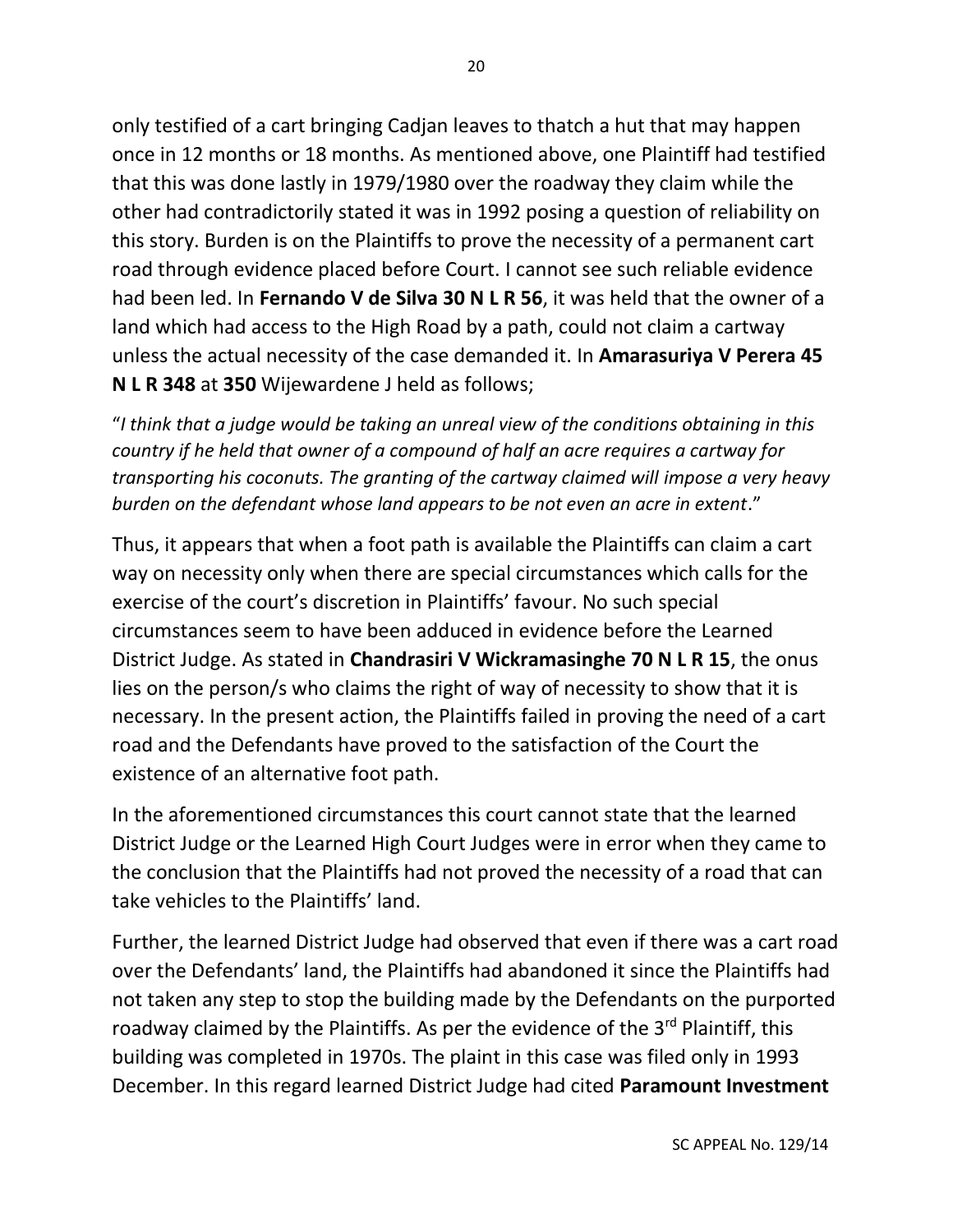only testified of a cart bringing Cadjan leaves to thatch a hut that may happen once in 12 months or 18 months. As mentioned above, one Plaintiff had testified that this was done lastly in 1979/1980 over the roadway they claim while the other had contradictorily stated it was in 1992 posing a question of reliability on this story. Burden is on the Plaintiffs to prove the necessity of a permanent cart road through evidence placed before Court. I cannot see such reliable evidence had been led. In **Fernando V de Silva 30 N L R 56**, it was held that the owner of a land which had access to the High Road by a path, could not claim a cartway unless the actual necessity of the case demanded it. In **Amarasuriya V Perera 45 N L R 348** at **350** Wijewardene J held as follows;

"*I think that a judge would be taking an unreal view of the conditions obtaining in this country if he held that owner of a compound of half an acre requires a cartway for transporting his coconuts. The granting of the cartway claimed will impose a very heavy burden on the defendant whose land appears to be not even an acre in extent*."

Thus, it appears that when a foot path is available the Plaintiffs can claim a cart way on necessity only when there are special circumstances which calls for the exercise of the court's discretion in Plaintiffs' favour. No such special circumstances seem to have been adduced in evidence before the Learned District Judge. As stated in **Chandrasiri V Wickramasinghe 70 N L R 15**, the onus lies on the person/s who claims the right of way of necessity to show that it is necessary. In the present action, the Plaintiffs failed in proving the need of a cart road and the Defendants have proved to the satisfaction of the Court the existence of an alternative foot path.

In the aforementioned circumstances this court cannot state that the learned District Judge or the Learned High Court Judges were in error when they came to the conclusion that the Plaintiffs had not proved the necessity of a road that can take vehicles to the Plaintiffs' land.

Further, the learned District Judge had observed that even if there was a cart road over the Defendants' land, the Plaintiffs had abandoned it since the Plaintiffs had not taken any step to stop the building made by the Defendants on the purported roadway claimed by the Plaintiffs. As per the evidence of the 3rd Plaintiff, this building was completed in 1970s. The plaint in this case was filed only in 1993 December. In this regard learned District Judge had cited **Paramount Investment**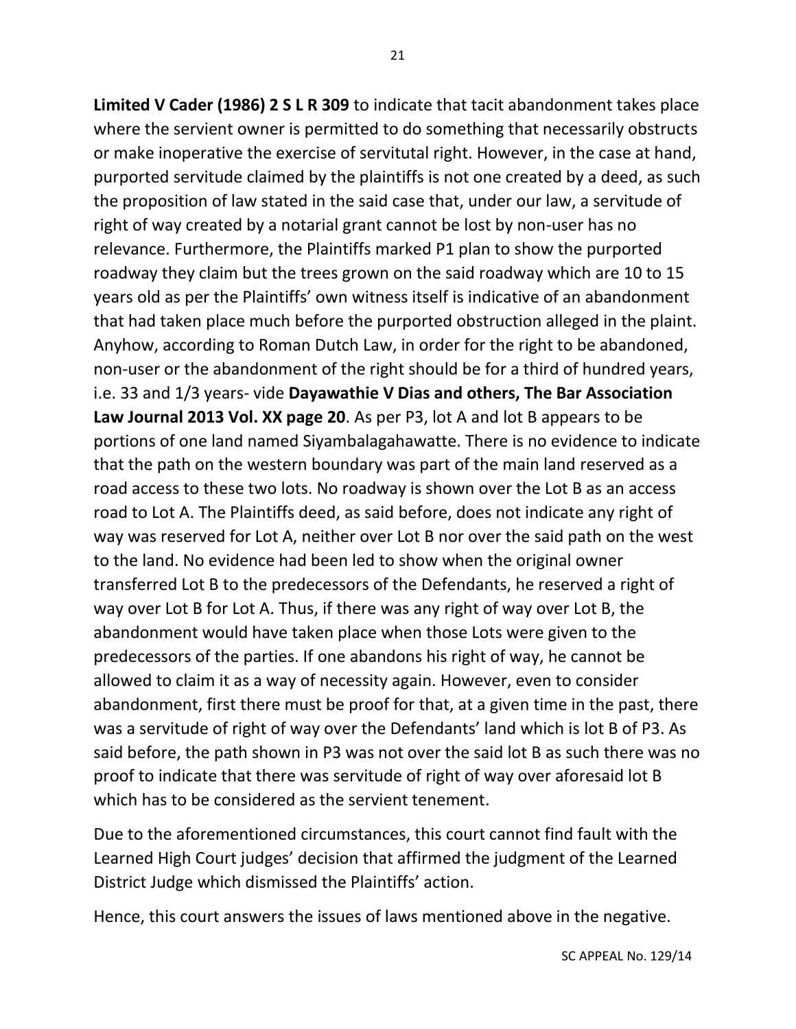**Limited V Cader (1986) 2 S L R 309** to indicate that tacit abandonment takes place where the servient owner is permitted to do something that necessarily obstructs or make inoperative the exercise of servitutal right. However, in the case at hand, purported servitude claimed by the plaintiffs is not one created by a deed, as such the proposition of law stated in the said case that, under our law, a servitude of right of way created by a notarial grant cannot be lost by non-user has no relevance. Furthermore, the Plaintiffs marked P1 plan to show the purported roadway they claim but the trees grown on the said roadway which are 10 to 15 years old as per the Plaintiffs' own witness itself is indicative of an abandonment that had taken place much before the purported obstruction alleged in the plaint. Anyhow, according to Roman Dutch Law, in order for the right to be abandoned, non-user or the abandonment of the right should be for a third of hundred years, i.e. 33 and 1/3 years- vide **Dayawathie V Dias and others, The Bar Association Law Journal 2013 Vol. XX page 20**. As per P3, lot A and lot B appears to be portions of one land named Siyambalagahawatte. There is no evidence to indicate that the path on the western boundary was part of the main land reserved as a road access to these two lots. No roadway is shown over the Lot B as an access road to Lot A. The Plaintiffs deed, as said before, does not indicate any right of way was reserved for Lot A, neither over Lot B nor over the said path on the west to the land. No evidence had been led to show when the original owner transferred Lot B to the predecessors of the Defendants, he reserved a right of way over Lot B for Lot A. Thus, if there was any right of way over Lot B, the abandonment would have taken place when those Lots were given to the predecessors of the parties. If one abandons his right of way, he cannot be allowed to claim it as a way of necessity again. However, even to consider abandonment, first there must be proof for that, at a given time in the past, there was a servitude of right of way over the Defendants' land which is lot B of P3. As said before, the path shown in P3 was not over the said lot B as such there was no proof to indicate that there was servitude of right of way over aforesaid lot B which has to be considered as the servient tenement.

Due to the aforementioned circumstances, this court cannot find fault with the Learned High Court judges' decision that affirmed the judgment of the Learned District Judge which dismissed the Plaintiffs' action.

Hence, this court answers the issues of laws mentioned above in the negative.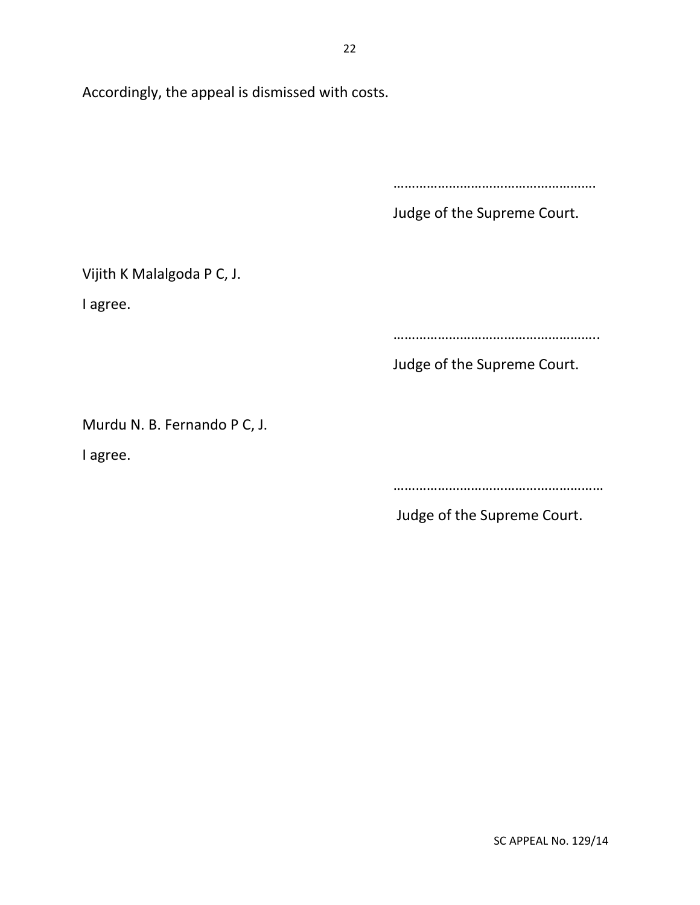Accordingly, the appeal is dismissed with costs.

……………………………………………….

Judge of the Supreme Court.

Vijith K Malalgoda P C, J.

I agree.

………………………………………………..

Judge of the Supreme Court.

Murdu N. B. Fernando P C, J.

I agree.

…………………………………………………

Judge of the Supreme Court.